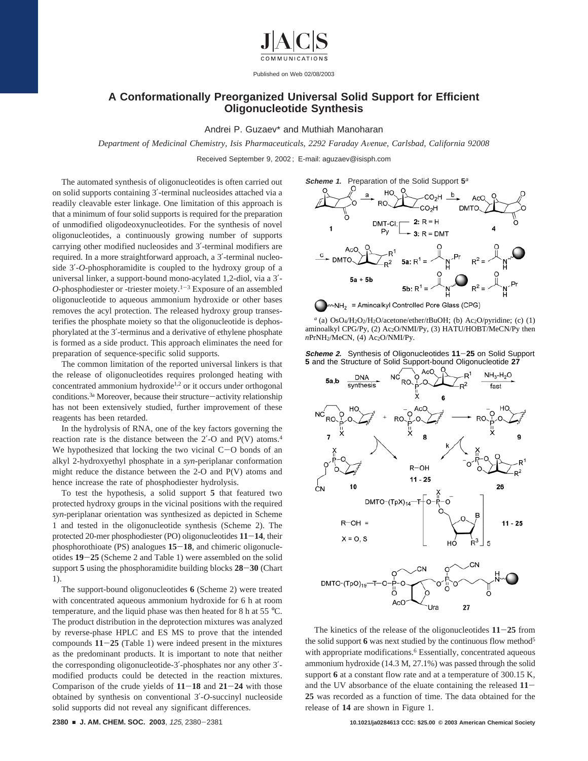# A Conformationally Preorganized Universal Solid Support for Efficient Oligonucleotide Synthesis

Andrei P. Guzaev* and Muthiah Manoharan

*Department of Medicinal Chemistry, Isis Pharmaceuticals, 2292 Faraday Avenue, Carlsbad, California 92008*

Received September 9, 2002; E-mail: aguzaev@isisph.com

The automated synthesis of oligonucleotides is often carried out on solid supports containing 3′-terminal nucleosides attached via a readily cleavable ester linkage. One limitation of this approach is that a minimum of four solid supports is required for the preparation of unmodified oligodeoxynucleotides. For the synthesis of novel oligonucleotides, a continuously growing number of supports carrying other modified nucleosides and 3′-terminal modifiers are required. In a more straightforward approach, a 3′-terminal nucleoside 3′-*O*-phosphoramidite is coupled to the hydroxy group of a universal linker, a support-bound mono-acylated 1,2-diol, via a 3′-*O*-phosphodiester or -triester moiety.[1−3] Exposure of an assembled oligonucleotide to aqueous ammonium hydroxide or other bases removes the acyl protection. The released hydroxy group transesterifies the phosphate moiety so that the oligonucleotide is dephosphorylated at the 3′-terminus and a derivative of ethylene phosphate is formed as a side product. This approach eliminates the need for preparation of sequence-specific solid supports.

The common limitation of the reported universal linkers is that the release of oligonucleotides requires prolonged heating with concentrated ammonium hydroxide[1,2] or it occurs under orthogonal conditions.[3a] Moreover, because their structure−activity relationship has not been extensively studied, further improvement of these reagents has been retarded.

In the hydrolysis of RNA, one of the key factors governing the reaction rate is the distance between the 2′-O and P(V) atoms.[4] We hypothesized that locking the two vicinal C−O bonds of an alkyl 2-hydroxyethyl phosphate in a *syn*-periplanar conformation might reduce the distance between the 2-O and P(V) atoms and hence increase the rate of phosphodiester hydrolysis.

To test the hypothesis, a solid support **5** that featured two protected hydroxy groups in the vicinal positions with the required *syn*-periplanar orientation was synthesized as depicted in Scheme 1 and tested in the oligonucleotide synthesis (Scheme 2). The protected 20-mer phosphodiester (PO) oligonucleotides **11**−**14**, their phosphorothioate (PS) analogues **15**−**18**, and chimeric oligonucleotides **19**−**25** (Scheme 2 and Table 1) were assembled on the solid support **5** using the phosphoramidite building blocks **28**−**30** (Chart 1).

The support-bound oligonucleotides **6** (Scheme 2) were treated with concentrated aqueous ammonium hydroxide for 6 h at room temperature, and the liquid phase was then heated for 8 h at 55 °C. The product distribution in the deprotection mixtures was analyzed by reverse-phase HPLC and ES MS to prove that the intended compounds **11**−**25** (Table 1) were indeed present in the mixtures as the predominant products. It is important to note that neither the corresponding oligonucleotide-3′-phosphates nor any other 3′-modified products could be detected in the reaction mixtures. Comparison of the crude yields of **11**−**18** and **21**−**24** with those obtained by synthesis on conventional 3′-*O*-succinyl nucleoside solid supports did not reveal any significant differences.

***Scheme 1.*** Preparation of the Solid Support **5**[a]

[a] (a) $OsO_4$/$H_2O_2$/$H_2O$/acetone/ether/*t*BuOH; (b) $Ac_2O$/pyridine; (c) (1) aminoalkyl CPG/Py, (2) $Ac_2O$/NMI/Py, (3) HATU/HOBT/MeCN/Py then *n*$PrNH_2$/MeCN, (4) $Ac_2O$/NMI/Py.

***Scheme 2.*** Synthesis of Oligonucleotides **11**−**25** on Solid Support **5** and the Structure of Solid Support-bound Oligonucleotide **27**

The kinetics of the release of the oligonucleotides **11**−**25** from the solid support **6** was next studied by the continuous flow method[5] with appropriate modifications.[6] Essentially, concentrated aqueous ammonium hydroxide (14.3 M, 27.1%) was passed through the solid support **6** at a constant flow rate and at a temperature of 300.15 K, and the UV absorbance of the eluate containing the released **11**−**25** was recorded as a function of time. The data obtained for the release of **14** are shown in Figure 1.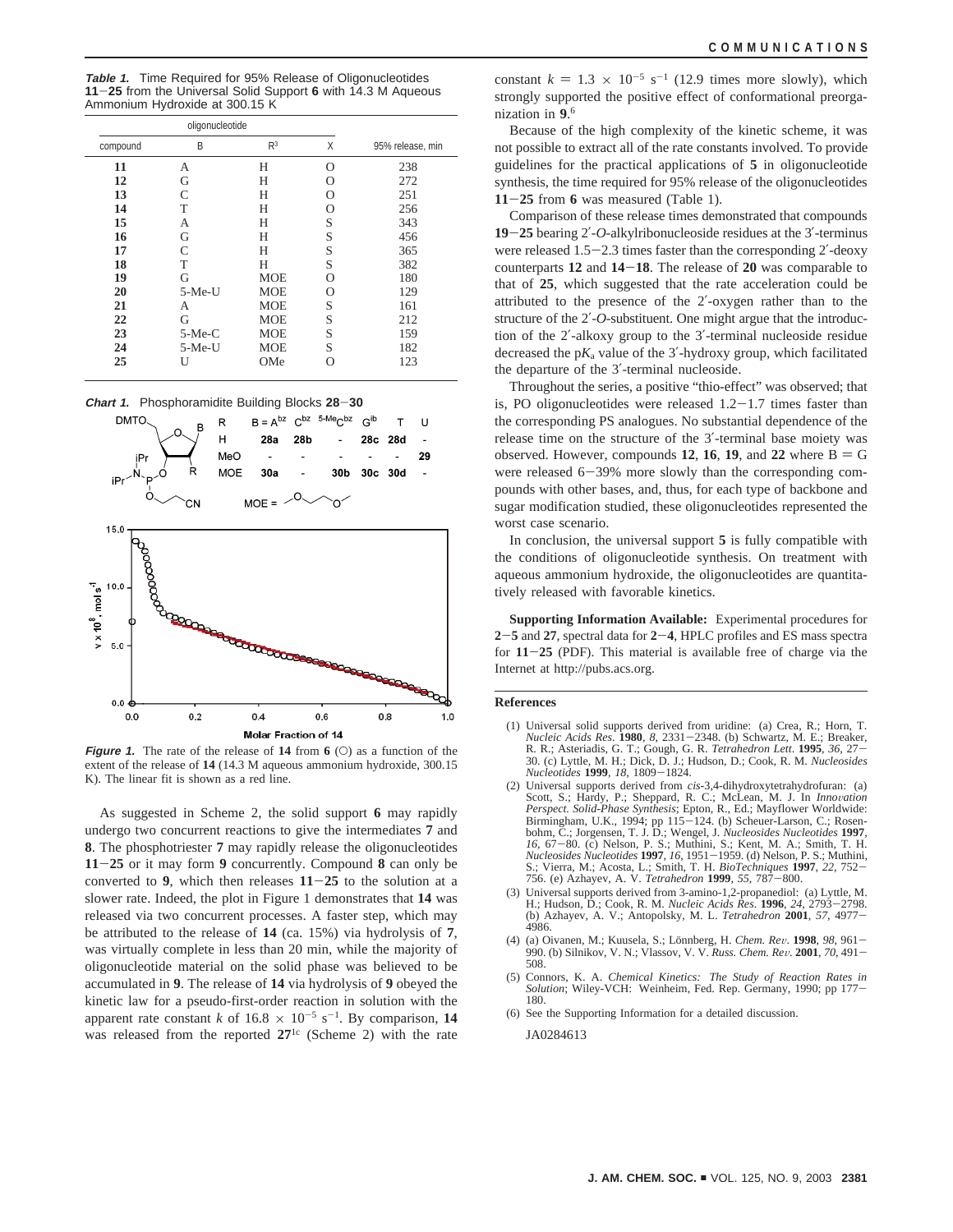**Table 1.** Time Required for 95% Release of Oligonucleotides **11**−**25** from the Universal Solid Support **6** with 14.3 M Aqueous Ammonium Hydroxide at 300.15 K

| oligonucleotide | | | | |
|---|---|---|---|---|
| compound | B | $R^3$ | X | 95% release, min |
| **11** | A | H | O | 238 |
| **12** | G | H | O | 272 |
| **13** | C | H | O | 251 |
| **14** | T | H | O | 256 |
| **15** | A | H | S | 343 |
| **16** | G | H | S | 456 |
| **17** | C | H | S | 365 |
| **18** | T | H | S | 382 |
| **19** | G | MOE | O | 180 |
| **20** | 5-Me-U | MOE | O | 129 |
| **21** | A | MOE | S | 161 |
| **22** | G | MOE | S | 212 |
| **23** | 5-Me-C | MOE | S | 159 |
| **24** | 5-Me-U | MOE | S | 182 |
| **25** | U | OMe | O | 123 |

**Chart 1.** Phosphoramidite Building Blocks **28**−**30**

DMTO
B
R
iPr
N
P
O
CN

| R | B = $A^{bz}$ | $C^{bz}$ | $^{5\text{-Me}}C^{bz}$ | $G^{ib}$ | T | U |
|---|---|---|---|---|---|---|
| H | **28a** | **28b** | - | **28c** | **28d** | - |
| MeO | - | - | - | - | - | **29** |
| MOE | **30a** | - | **30b** | **30c** | **30d** | - |

MOE =

15.0
10.0
5.0
0.0
$v \times 10^8$, mol s$^{-1}$
0.0
0.2
0.4
0.6
0.8
1.0
Molar Fraction of 14

**Figure 1.** The rate of the release of **14** from **6** (○) as a function of the extent of the release of **14** (14.3 M aqueous ammonium hydroxide, 300.15 K). The linear fit is shown as a red line.

As suggested in Scheme 2, the solid support **6** may rapidly undergo two concurrent reactions to give the intermediates **7** and **8**. The phosphotriester **7** may rapidly release the oligonucleotides **11**−**25** or it may form **9** concurrently. Compound **8** can only be converted to **9**, which then releases **11**−**25** to the solution at a slower rate. Indeed, the plot in Figure 1 demonstrates that **14** was released via two concurrent processes. A faster step, which may be attributed to the release of **14** (ca. 15%) via hydrolysis of **7**, was virtually complete in less than 20 min, while the majority of oligonucleotide material on the solid phase was believed to be accumulated in **9**. The release of **14** via hydrolysis of **9** obeyed the kinetic law for a pseudo-first-order reaction in solution with the apparent rate constant $k$ of $16.8 \times 10^{-5}$ s$^{-1}$. By comparison, **14** was released from the reported **27**[1c] (Scheme 2) with the rate constant $k = 1.3 \times 10^{-5}$ s$^{-1}$ (12.9 times more slowly), which strongly supported the positive effect of conformational preorganization in **9**.[6]

Because of the high complexity of the kinetic scheme, it was not possible to extract all of the rate constants involved. To provide guidelines for the practical applications of **5** in oligonucleotide synthesis, the time required for 95% release of the oligonucleotides **11**−**25** from **6** was measured (Table 1).

Comparison of these release times demonstrated that compounds **19**−**25** bearing 2′-*O*-alkylribonucleoside residues at the 3′-terminus were released 1.5−2.3 times faster than the corresponding 2′-deoxy counterparts **12** and **14**−**18**. The release of **20** was comparable to that of **25**, which suggested that the rate acceleration could be attributed to the presence of the 2′-oxygen rather than to the structure of the 2′-*O*-substituent. One might argue that the introduction of the 2′-alkoxy group to the 3′-terminal nucleoside residue decreased the p$K_a$ value of the 3′-hydroxy group, which facilitated the departure of the 3′-terminal nucleoside.

Throughout the series, a positive "thio-effect" was observed; that is, PO oligonucleotides were released 1.2−1.7 times faster than the corresponding PS analogues. No substantial dependence of the release time on the structure of the 3′-terminal base moiety was observed. However, compounds **12**, **16**, **19**, and **22** where B = G were released 6−39% more slowly than the corresponding compounds with other bases, and, thus, for each type of backbone and sugar modification studied, these oligonucleotides represented the worst case scenario.

In conclusion, the universal support **5** is fully compatible with the conditions of oligonucleotide synthesis. On treatment with aqueous ammonium hydroxide, the oligonucleotides are quantitatively released with favorable kinetics.

**Supporting Information Available:** Experimental procedures for **2**−**5** and **27**, spectral data for **2**−**4**, HPLC profiles and ES mass spectra for **11**−**25** (PDF). This material is available free of charge via the Internet at http://pubs.acs.org.

## References

(1) Universal solid supports derived from uridine: (a) Crea, R.; Horn, T. *Nucleic Acids Res*. **1980**, *8*, 2331−2348. (b) Schwartz, M. E.; Breaker, R. R.; Asteriadis, G. T.; Gough, G. R. *Tetrahedron Lett*. **1995**, *36*, 27−30. (c) Lyttle, M. H.; Dick, D. J.; Hudson, D.; Cook, R. M. *Nucleosides Nucleotides* **1999**, *18*, 1809−1824.

(2) Universal supports derived from *cis*-3,4-dihydroxytetrahydrofuran: (a) Scott, S.; Hardy, P.; Sheppard, R. C.; McLean, M. J. In *Innovation Perspect. Solid-Phase Synthesis*; Epton, R., Ed.; Mayflower Worldwide: Birmingham, U.K., 1994; pp 115−124. (b) Scheuer-Larson, C.; Rosenbohm, C.; Jorgensen, T. J. D.; Wengel, J. *Nucleosides Nucleotides* **1997**, *16*, 67−80. (c) Nelson, P. S.; Muthini, S.; Kent, M. A.; Smith, T. H. *Nucleosides Nucleotides* **1997**, *16*, 1951−1959. (d) Nelson, P. S.; Muthini, S.; Vierra, M.; Acosta, L.; Smith, T. H. *BioTechniques* **1997**, *22*, 752−756. (e) Azhayev, A. V. *Tetrahedron* **1999**, *55*, 787−800.

(3) Universal supports derived from 3-amino-1,2-propanediol: (a) Lyttle, M. H.; Hudson, D.; Cook, R. M. *Nucleic Acids Res*. **1996**, *24*, 2793−2798. (b) Azhayev, A. V.; Antopolsky, M. L. *Tetrahedron* **2001**, *57*, 4977−4986.

(4) (a) Oivanen, M.; Kuusela, S.; Lönnberg, H. *Chem. Rev*. **1998**, *98*, 961−990. (b) Silnikov, V. N.; Vlassov, V. V. *Russ. Chem. Rev*. **2001**, *70*, 491−508.

(5) Connors, K. A. *Chemical Kinetics: The Study of Reaction Rates in Solution*; Wiley-VCH: Weinheim, Fed. Rep. Germany, 1990; pp 177−180.

(6) See the Supporting Information for a detailed discussion.

JA0284613